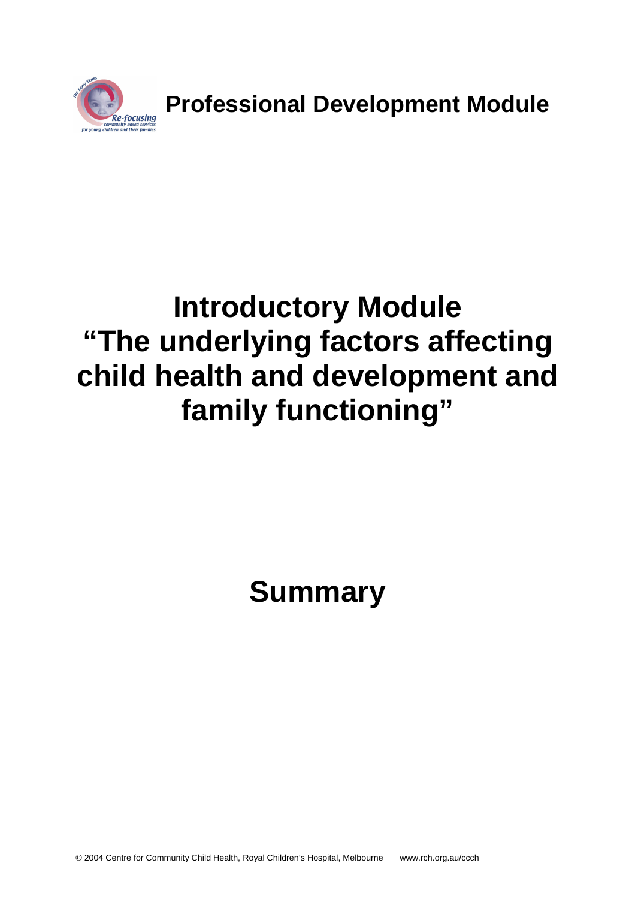**Professional Development Module**

# Introductory Module "The underlying factors affecting child health and development and family functioning"

# Summary

© 2004 Centre for Community Child Health, Royal Children's Hospital, Melbourne www.rch.org.au/ccch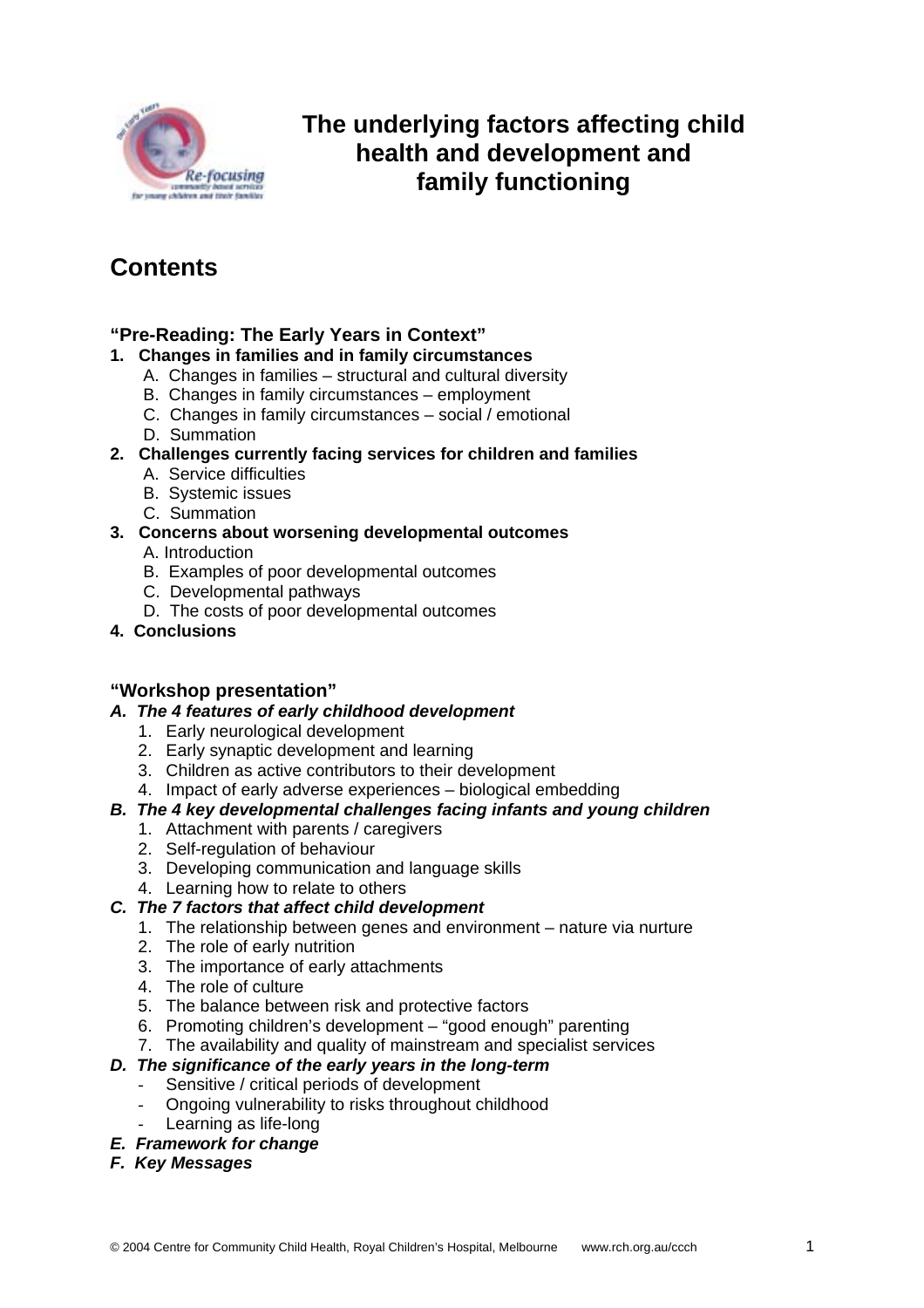# The underlying factors affecting child health and development and family functioning

## Contents

**"Pre-Reading: The Early Years in Context"**

1. **Changes in families and in family circumstances**
   - A. Changes in families – structural and cultural diversity
   - B. Changes in family circumstances – employment
   - C. Changes in family circumstances – social / emotional
   - D. Summation
2. **Challenges currently facing services for children and families**
   - A. Service difficulties
   - B. Systemic issues
   - C. Summation
3. **Concerns about worsening developmental outcomes**
   - A. Introduction
   - B. Examples of poor developmental outcomes
   - C. Developmental pathways
   - D. The costs of poor developmental outcomes
4. **Conclusions**

**"Workshop presentation"**

***A. The 4 features of early childhood development***
1. Early neurological development
2. Early synaptic development and learning
3. Children as active contributors to their development
4. Impact of early adverse experiences – biological embedding

***B. The 4 key developmental challenges facing infants and young children***
1. Attachment with parents / caregivers
2. Self-regulation of behaviour
3. Developing communication and language skills
4. Learning how to relate to others

***C. The 7 factors that affect child development***
1. The relationship between genes and environment – nature via nurture
2. The role of early nutrition
3. The importance of early attachments
4. The role of culture
5. The balance between risk and protective factors
6. Promoting children's development – "good enough" parenting
7. The availability and quality of mainstream and specialist services

***D. The significance of the early years in the long-term***
- Sensitive / critical periods of development
- Ongoing vulnerability to risks throughout childhood
- Learning as life-long

***E. Framework for change***

***F. Key Messages***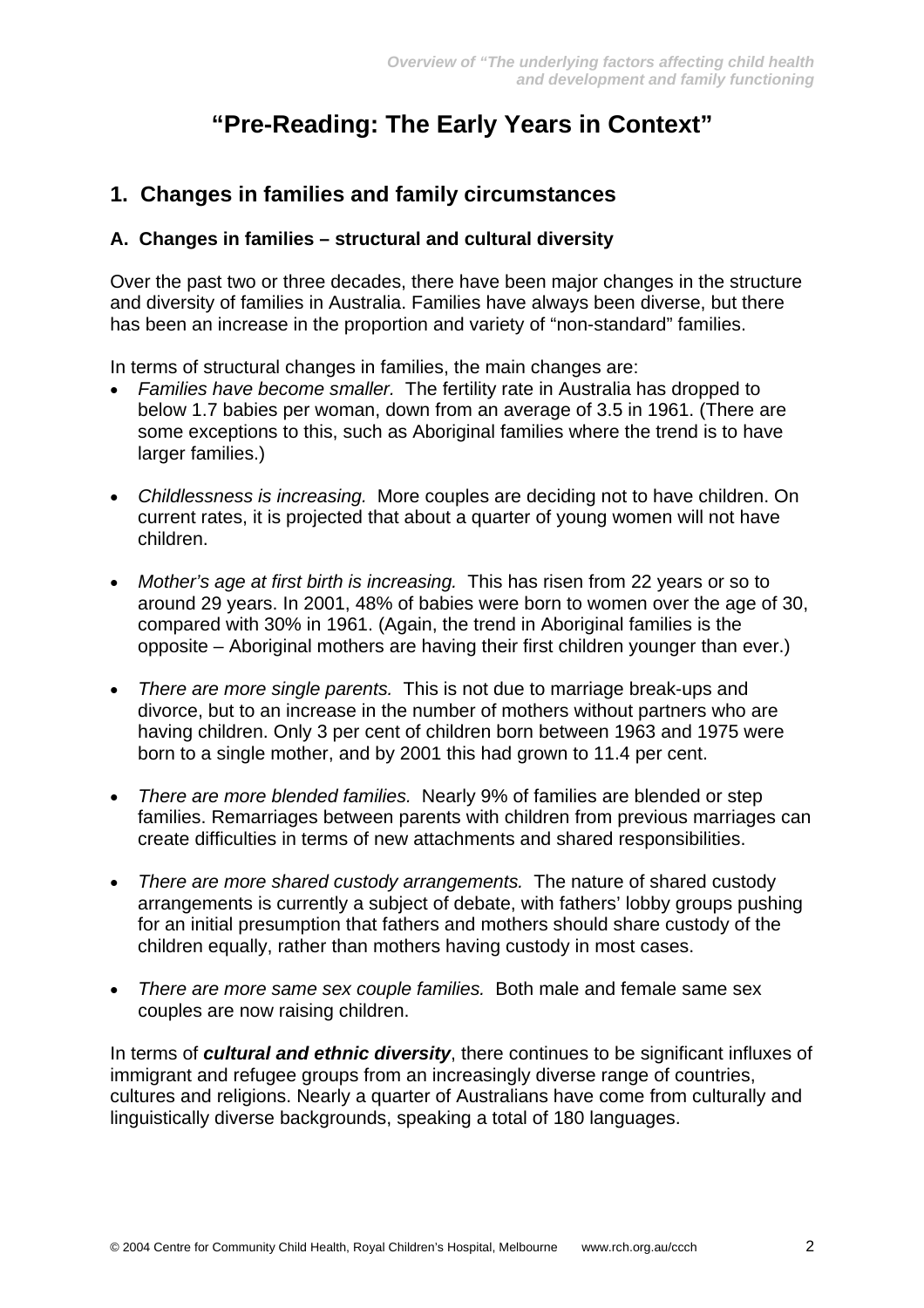# "Pre-Reading: The Early Years in Context"

## 1. Changes in families and family circumstances

### A. Changes in families – structural and cultural diversity

Over the past two or three decades, there have been major changes in the structure and diversity of families in Australia. Families have always been diverse, but there has been an increase in the proportion and variety of "non-standard" families.

In terms of structural changes in families, the main changes are:

- *Families have become smaller.* The fertility rate in Australia has dropped to below 1.7 babies per woman, down from an average of 3.5 in 1961. (There are some exceptions to this, such as Aboriginal families where the trend is to have larger families.)

- *Childlessness is increasing.* More couples are deciding not to have children. On current rates, it is projected that about a quarter of young women will not have children.

- *Mother's age at first birth is increasing.* This has risen from 22 years or so to around 29 years. In 2001, 48% of babies were born to women over the age of 30, compared with 30% in 1961. (Again, the trend in Aboriginal families is the opposite – Aboriginal mothers are having their first children younger than ever.)

- *There are more single parents.* This is not due to marriage break-ups and divorce, but to an increase in the number of mothers without partners who are having children. Only 3 per cent of children born between 1963 and 1975 were born to a single mother, and by 2001 this had grown to 11.4 per cent.

- *There are more blended families.* Nearly 9% of families are blended or step families. Remarriages between parents with children from previous marriages can create difficulties in terms of new attachments and shared responsibilities.

- *There are more shared custody arrangements.* The nature of shared custody arrangements is currently a subject of debate, with fathers' lobby groups pushing for an initial presumption that fathers and mothers should share custody of the children equally, rather than mothers having custody in most cases.

- *There are more same sex couple families.* Both male and female same sex couples are now raising children.

In terms of ***cultural and ethnic diversity***, there continues to be significant influxes of immigrant and refugee groups from an increasingly diverse range of countries, cultures and religions. Nearly a quarter of Australians have come from culturally and linguistically diverse backgrounds, speaking a total of 180 languages.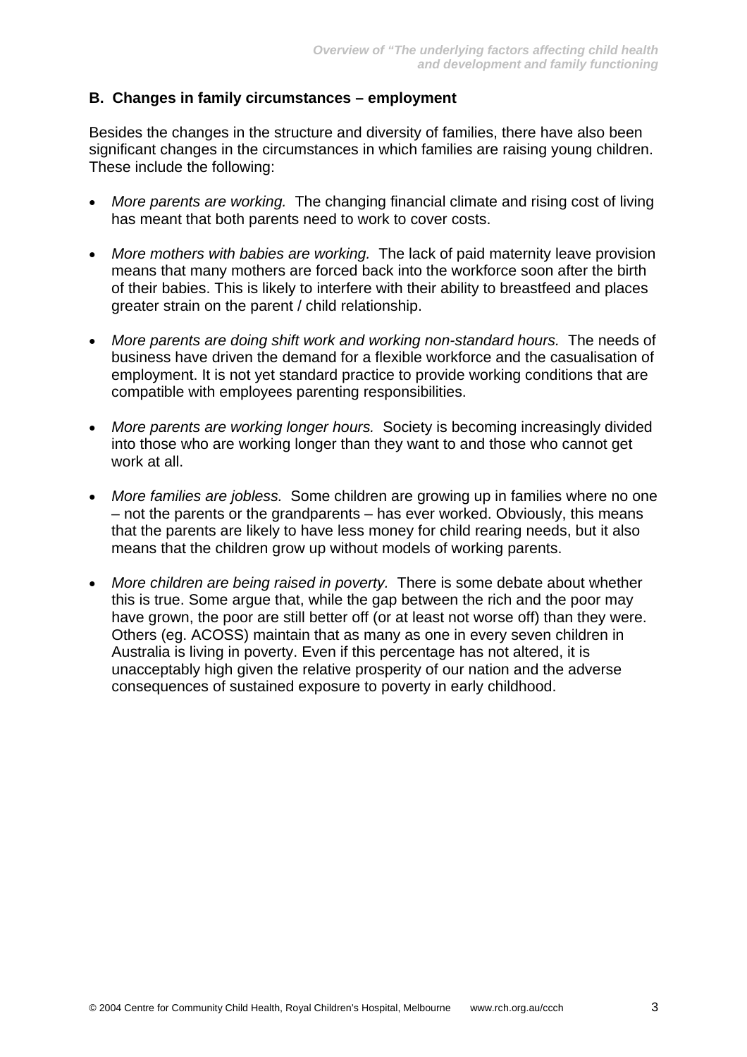### B. Changes in family circumstances – employment

Besides the changes in the structure and diversity of families, there have also been significant changes in the circumstances in which families are raising young children. These include the following:

- *More parents are working.* The changing financial climate and rising cost of living has meant that both parents need to work to cover costs.
- *More mothers with babies are working.* The lack of paid maternity leave provision means that many mothers are forced back into the workforce soon after the birth of their babies. This is likely to interfere with their ability to breastfeed and places greater strain on the parent / child relationship.
- *More parents are doing shift work and working non-standard hours.* The needs of business have driven the demand for a flexible workforce and the casualisation of employment. It is not yet standard practice to provide working conditions that are compatible with employees parenting responsibilities.
- *More parents are working longer hours.* Society is becoming increasingly divided into those who are working longer than they want to and those who cannot get work at all.
- *More families are jobless.* Some children are growing up in families where no one – not the parents or the grandparents – has ever worked. Obviously, this means that the parents are likely to have less money for child rearing needs, but it also means that the children grow up without models of working parents.
- *More children are being raised in poverty.* There is some debate about whether this is true. Some argue that, while the gap between the rich and the poor may have grown, the poor are still better off (or at least not worse off) than they were. Others (eg. ACOSS) maintain that as many as one in every seven children in Australia is living in poverty. Even if this percentage has not altered, it is unacceptably high given the relative prosperity of our nation and the adverse consequences of sustained exposure to poverty in early childhood.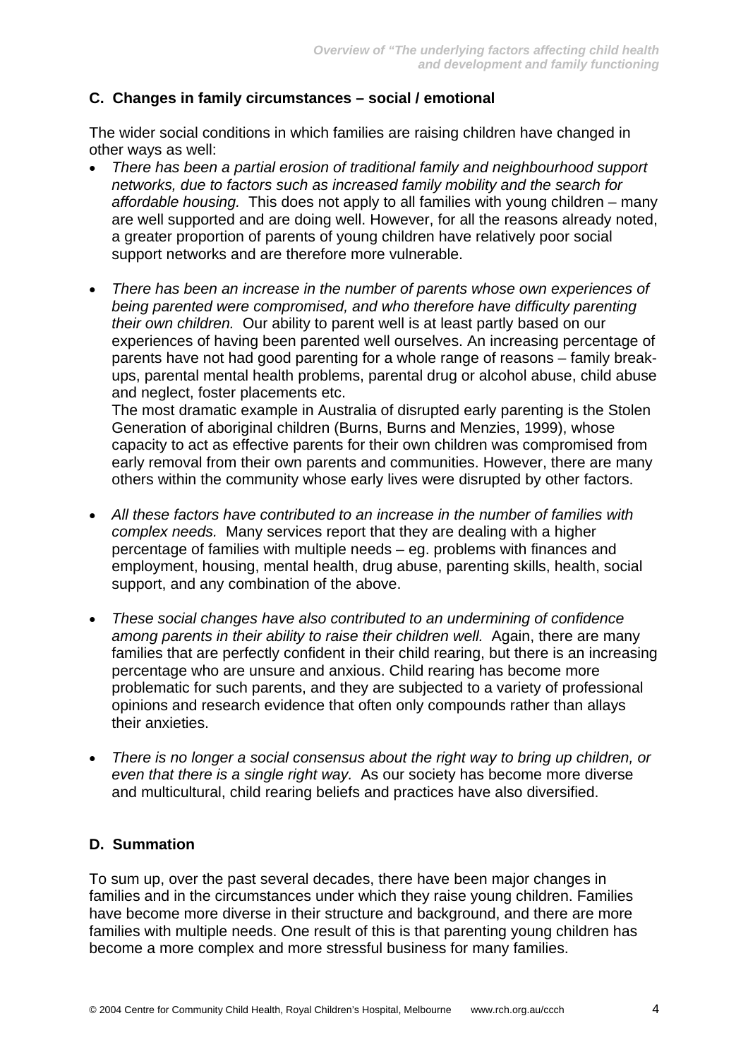## C. Changes in family circumstances – social / emotional

The wider social conditions in which families are raising children have changed in other ways as well:

- *There has been a partial erosion of traditional family and neighbourhood support networks, due to factors such as increased family mobility and the search for affordable housing.* This does not apply to all families with young children – many are well supported and are doing well. However, for all the reasons already noted, a greater proportion of parents of young children have relatively poor social support networks and are therefore more vulnerable.

- *There has been an increase in the number of parents whose own experiences of being parented were compromised, and who therefore have difficulty parenting their own children.* Our ability to parent well is at least partly based on our experiences of having been parented well ourselves. An increasing percentage of parents have not had good parenting for a whole range of reasons – family break-ups, parental mental health problems, parental drug or alcohol abuse, child abuse and neglect, foster placements etc.
  The most dramatic example in Australia of disrupted early parenting is the Stolen Generation of aboriginal children (Burns, Burns and Menzies, 1999), whose capacity to act as effective parents for their own children was compromised from early removal from their own parents and communities. However, there are many others within the community whose early lives were disrupted by other factors.

- *All these factors have contributed to an increase in the number of families with complex needs.* Many services report that they are dealing with a higher percentage of families with multiple needs – eg. problems with finances and employment, housing, mental health, drug abuse, parenting skills, health, social support, and any combination of the above.

- *These social changes have also contributed to an undermining of confidence among parents in their ability to raise their children well.* Again, there are many families that are perfectly confident in their child rearing, but there is an increasing percentage who are unsure and anxious. Child rearing has become more problematic for such parents, and they are subjected to a variety of professional opinions and research evidence that often only compounds rather than allays their anxieties.

- *There is no longer a social consensus about the right way to bring up children, or even that there is a single right way.* As our society has become more diverse and multicultural, child rearing beliefs and practices have also diversified.

## D. Summation

To sum up, over the past several decades, there have been major changes in families and in the circumstances under which they raise young children. Families have become more diverse in their structure and background, and there are more families with multiple needs. One result of this is that parenting young children has become a more complex and more stressful business for many families.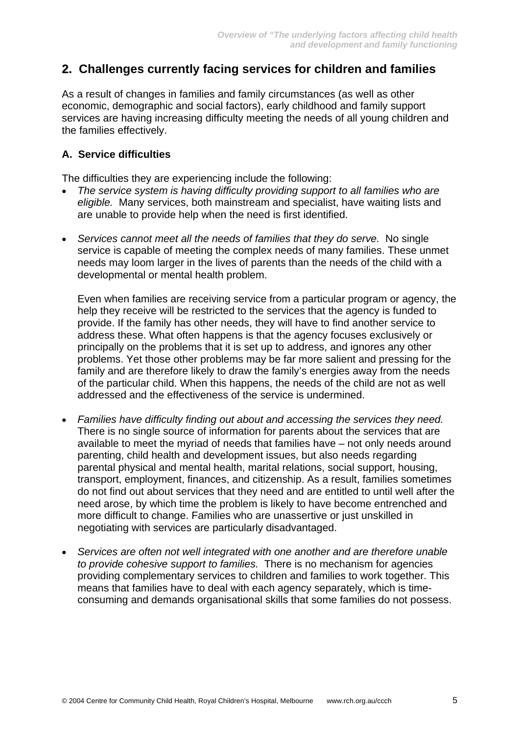## 2. Challenges currently facing services for children and families

As a result of changes in families and family circumstances (as well as other economic, demographic and social factors), early childhood and family support services are having increasing difficulty meeting the needs of all young children and the families effectively.

### A. Service difficulties

The difficulties they are experiencing include the following:

- *The service system is having difficulty providing support to all families who are eligible.* Many services, both mainstream and specialist, have waiting lists and are unable to provide help when the need is first identified.

- *Services cannot meet all the needs of families that they do serve.* No single service is capable of meeting the complex needs of many families. These unmet needs may loom larger in the lives of parents than the needs of the child with a developmental or mental health problem.

  Even when families are receiving service from a particular program or agency, the help they receive will be restricted to the services that the agency is funded to provide. If the family has other needs, they will have to find another service to address these. What often happens is that the agency focuses exclusively or principally on the problems that it is set up to address, and ignores any other problems. Yet those other problems may be far more salient and pressing for the family and are therefore likely to draw the family's energies away from the needs of the particular child. When this happens, the needs of the child are not as well addressed and the effectiveness of the service is undermined.

- *Families have difficulty finding out about and accessing the services they need.* There is no single source of information for parents about the services that are available to meet the myriad of needs that families have – not only needs around parenting, child health and development issues, but also needs regarding parental physical and mental health, marital relations, social support, housing, transport, employment, finances, and citizenship. As a result, families sometimes do not find out about services that they need and are entitled to until well after the need arose, by which time the problem is likely to have become entrenched and more difficult to change. Families who are unassertive or just unskilled in negotiating with services are particularly disadvantaged.

- *Services are often not well integrated with one another and are therefore unable to provide cohesive support to families.* There is no mechanism for agencies providing complementary services to children and families to work together. This means that families have to deal with each agency separately, which is time-consuming and demands organisational skills that some families do not possess.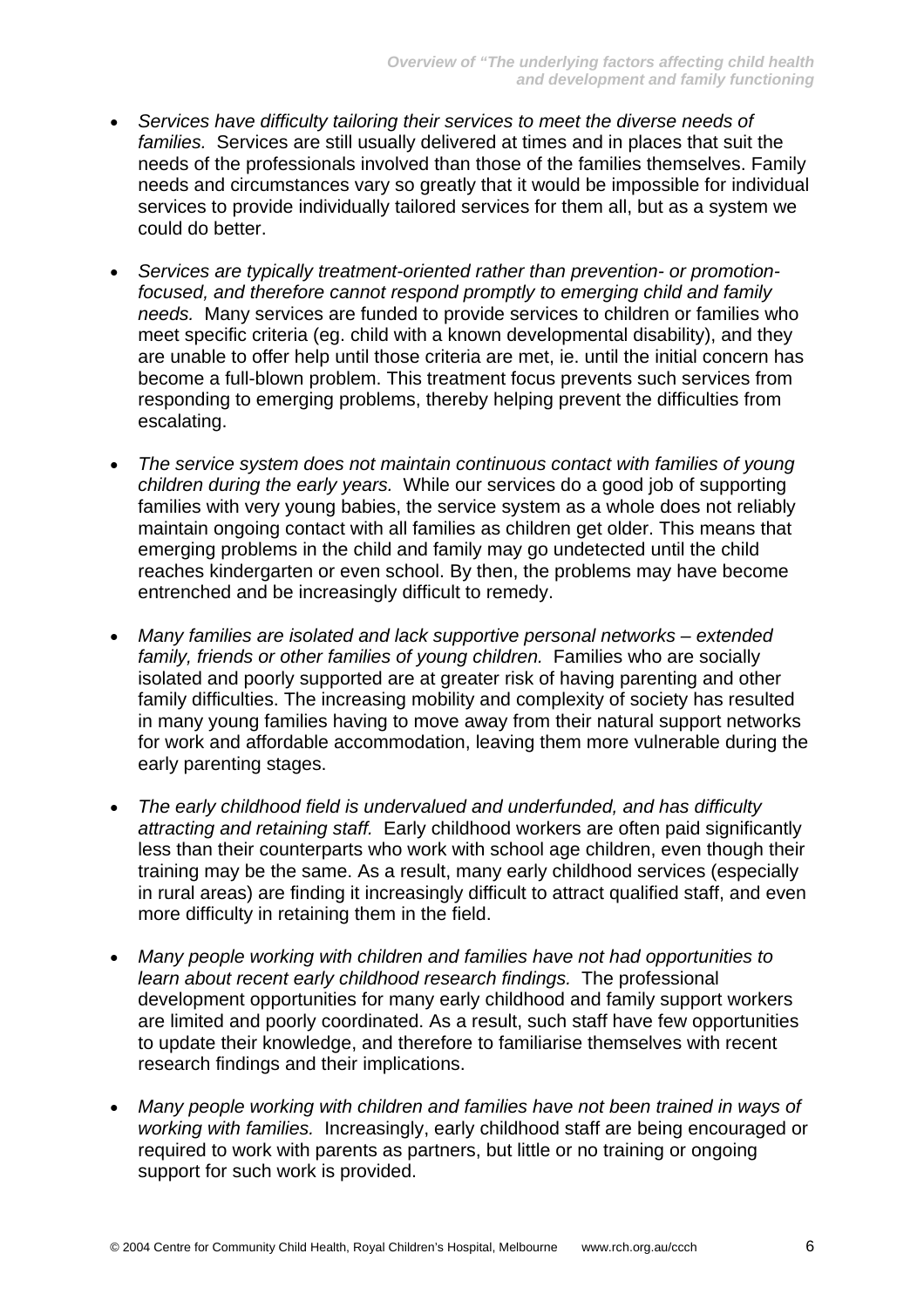- *Services have difficulty tailoring their services to meet the diverse needs of families.* Services are still usually delivered at times and in places that suit the needs of the professionals involved than those of the families themselves. Family needs and circumstances vary so greatly that it would be impossible for individual services to provide individually tailored services for them all, but as a system we could do better.

- *Services are typically treatment-oriented rather than prevention- or promotion-focused, and therefore cannot respond promptly to emerging child and family needs.* Many services are funded to provide services to children or families who meet specific criteria (eg. child with a known developmental disability), and they are unable to offer help until those criteria are met, ie. until the initial concern has become a full-blown problem. This treatment focus prevents such services from responding to emerging problems, thereby helping prevent the difficulties from escalating.

- *The service system does not maintain continuous contact with families of young children during the early years.* While our services do a good job of supporting families with very young babies, the service system as a whole does not reliably maintain ongoing contact with all families as children get older. This means that emerging problems in the child and family may go undetected until the child reaches kindergarten or even school. By then, the problems may have become entrenched and be increasingly difficult to remedy.

- *Many families are isolated and lack supportive personal networks – extended family, friends or other families of young children.* Families who are socially isolated and poorly supported are at greater risk of having parenting and other family difficulties. The increasing mobility and complexity of society has resulted in many young families having to move away from their natural support networks for work and affordable accommodation, leaving them more vulnerable during the early parenting stages.

- *The early childhood field is undervalued and underfunded, and has difficulty attracting and retaining staff.* Early childhood workers are often paid significantly less than their counterparts who work with school age children, even though their training may be the same. As a result, many early childhood services (especially in rural areas) are finding it increasingly difficult to attract qualified staff, and even more difficulty in retaining them in the field.

- *Many people working with children and families have not had opportunities to learn about recent early childhood research findings.* The professional development opportunities for many early childhood and family support workers are limited and poorly coordinated. As a result, such staff have few opportunities to update their knowledge, and therefore to familiarise themselves with recent research findings and their implications.

- *Many people working with children and families have not been trained in ways of working with families.* Increasingly, early childhood staff are being encouraged or required to work with parents as partners, but little or no training or ongoing support for such work is provided.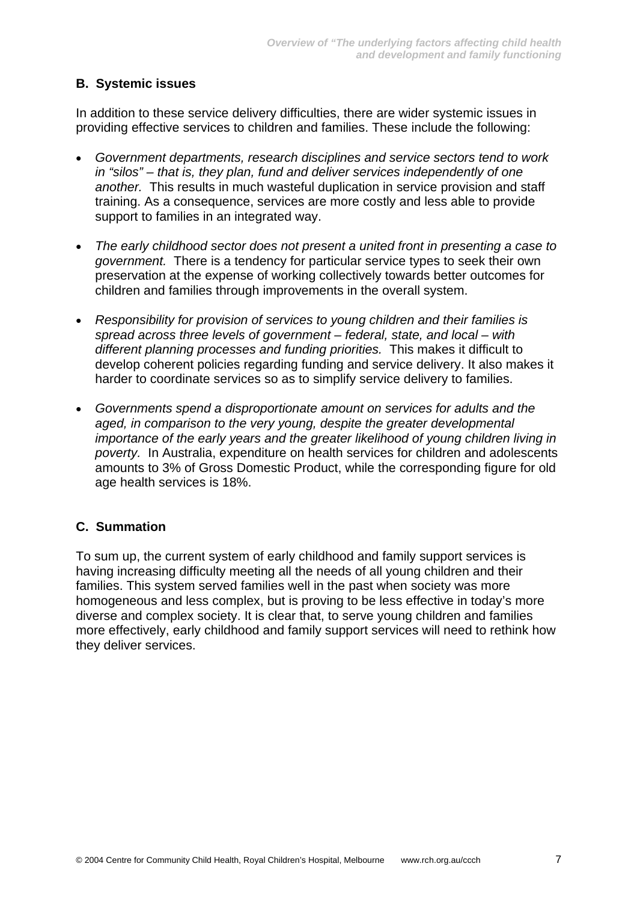## B. Systemic issues

In addition to these service delivery difficulties, there are wider systemic issues in providing effective services to children and families. These include the following:

- *Government departments, research disciplines and service sectors tend to work in "silos" – that is, they plan, fund and deliver services independently of one another.* This results in much wasteful duplication in service provision and staff training. As a consequence, services are more costly and less able to provide support to families in an integrated way.

- *The early childhood sector does not present a united front in presenting a case to government.* There is a tendency for particular service types to seek their own preservation at the expense of working collectively towards better outcomes for children and families through improvements in the overall system.

- *Responsibility for provision of services to young children and their families is spread across three levels of government – federal, state, and local – with different planning processes and funding priorities.* This makes it difficult to develop coherent policies regarding funding and service delivery. It also makes it harder to coordinate services so as to simplify service delivery to families.

- *Governments spend a disproportionate amount on services for adults and the aged, in comparison to the very young, despite the greater developmental importance of the early years and the greater likelihood of young children living in poverty.* In Australia, expenditure on health services for children and adolescents amounts to 3% of Gross Domestic Product, while the corresponding figure for old age health services is 18%.

## C. Summation

To sum up, the current system of early childhood and family support services is having increasing difficulty meeting all the needs of all young children and their families. This system served families well in the past when society was more homogeneous and less complex, but is proving to be less effective in today's more diverse and complex society. It is clear that, to serve young children and families more effectively, early childhood and family support services will need to rethink how they deliver services.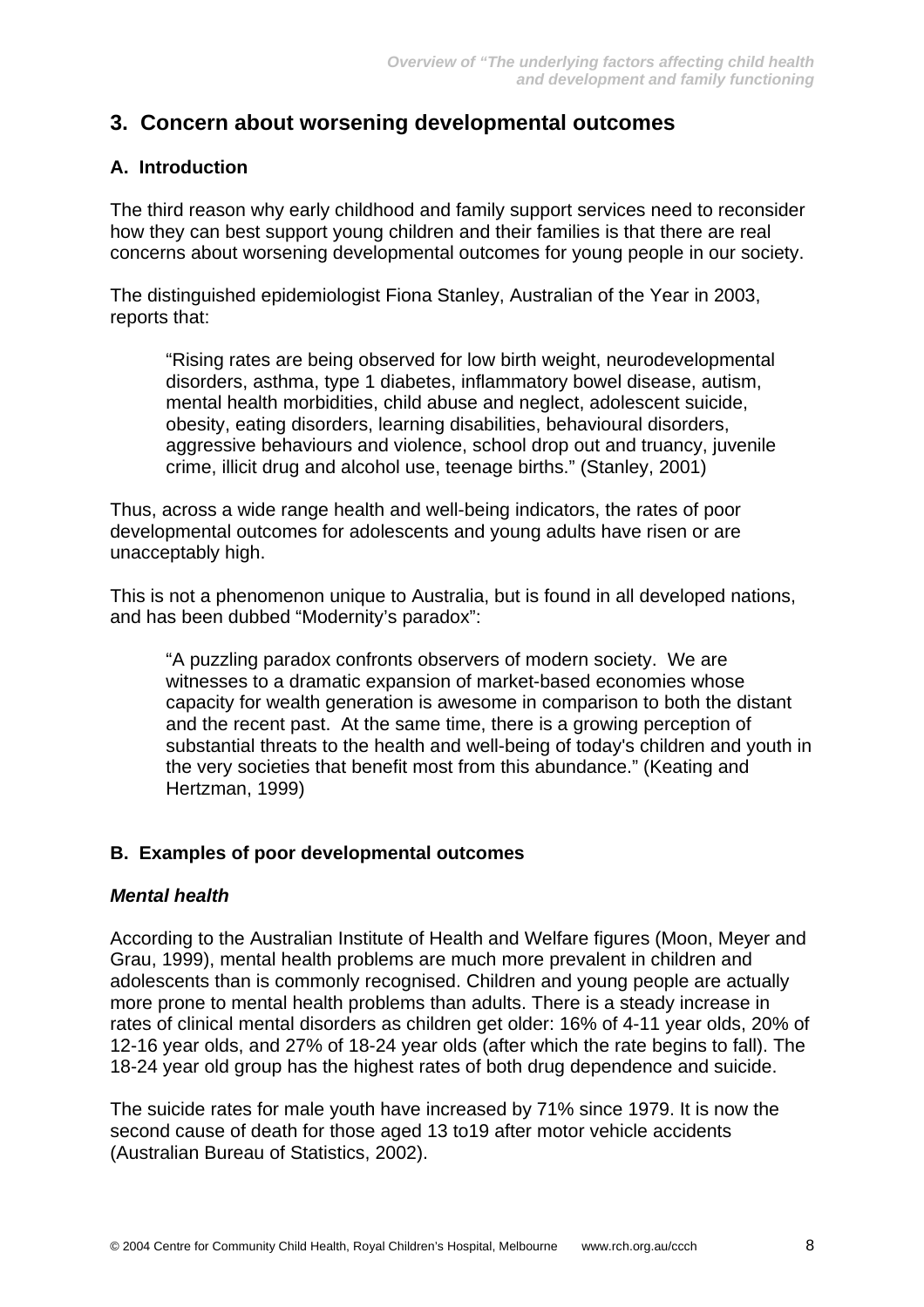## 3. Concern about worsening developmental outcomes

### A. Introduction

The third reason why early childhood and family support services need to reconsider how they can best support young children and their families is that there are real concerns about worsening developmental outcomes for young people in our society.

The distinguished epidemiologist Fiona Stanley, Australian of the Year in 2003, reports that:

> "Rising rates are being observed for low birth weight, neurodevelopmental disorders, asthma, type 1 diabetes, inflammatory bowel disease, autism, mental health morbidities, child abuse and neglect, adolescent suicide, obesity, eating disorders, learning disabilities, behavioural disorders, aggressive behaviours and violence, school drop out and truancy, juvenile crime, illicit drug and alcohol use, teenage births." (Stanley, 2001)

Thus, across a wide range health and well-being indicators, the rates of poor developmental outcomes for adolescents and young adults have risen or are unacceptably high.

This is not a phenomenon unique to Australia, but is found in all developed nations, and has been dubbed "Modernity's paradox":

> "A puzzling paradox confronts observers of modern society. We are witnesses to a dramatic expansion of market-based economies whose capacity for wealth generation is awesome in comparison to both the distant and the recent past. At the same time, there is a growing perception of substantial threats to the health and well-being of today's children and youth in the very societies that benefit most from this abundance." (Keating and Hertzman, 1999)

### B. Examples of poor developmental outcomes

#### *Mental health*

According to the Australian Institute of Health and Welfare figures (Moon, Meyer and Grau, 1999), mental health problems are much more prevalent in children and adolescents than is commonly recognised. Children and young people are actually more prone to mental health problems than adults. There is a steady increase in rates of clinical mental disorders as children get older: 16% of 4-11 year olds, 20% of 12-16 year olds, and 27% of 18-24 year olds (after which the rate begins to fall). The 18-24 year old group has the highest rates of both drug dependence and suicide.

The suicide rates for male youth have increased by 71% since 1979. It is now the second cause of death for those aged 13 to19 after motor vehicle accidents (Australian Bureau of Statistics, 2002).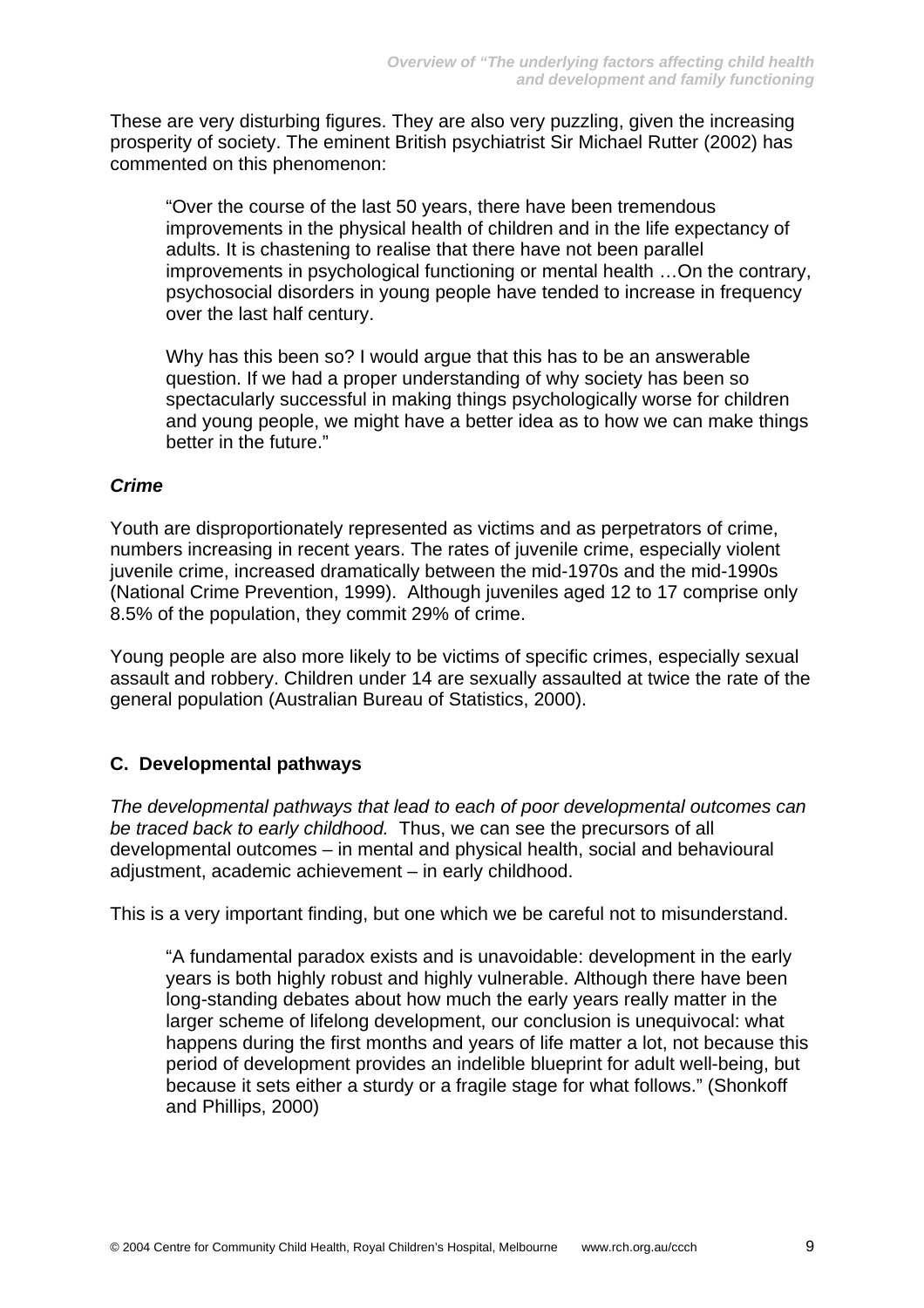These are very disturbing figures. They are also very puzzling, given the increasing prosperity of society. The eminent British psychiatrist Sir Michael Rutter (2002) has commented on this phenomenon:

> "Over the course of the last 50 years, there have been tremendous improvements in the physical health of children and in the life expectancy of adults. It is chastening to realise that there have not been parallel improvements in psychological functioning or mental health …On the contrary, psychosocial disorders in young people have tended to increase in frequency over the last half century.
>
> Why has this been so? I would argue that this has to be an answerable question. If we had a proper understanding of why society has been so spectacularly successful in making things psychologically worse for children and young people, we might have a better idea as to how we can make things better in the future."

### *Crime*

Youth are disproportionately represented as victims and as perpetrators of crime, numbers increasing in recent years. The rates of juvenile crime, especially violent juvenile crime, increased dramatically between the mid-1970s and the mid-1990s (National Crime Prevention, 1999). Although juveniles aged 12 to 17 comprise only 8.5% of the population, they commit 29% of crime.

Young people are also more likely to be victims of specific crimes, especially sexual assault and robbery. Children under 14 are sexually assaulted at twice the rate of the general population (Australian Bureau of Statistics, 2000).

## C. Developmental pathways

*The developmental pathways that lead to each of poor developmental outcomes can be traced back to early childhood.* Thus, we can see the precursors of all developmental outcomes – in mental and physical health, social and behavioural adjustment, academic achievement – in early childhood.

This is a very important finding, but one which we be careful not to misunderstand.

> "A fundamental paradox exists and is unavoidable: development in the early years is both highly robust and highly vulnerable. Although there have been long-standing debates about how much the early years really matter in the larger scheme of lifelong development, our conclusion is unequivocal: what happens during the first months and years of life matter a lot, not because this period of development provides an indelible blueprint for adult well-being, but because it sets either a sturdy or a fragile stage for what follows." (Shonkoff and Phillips, 2000)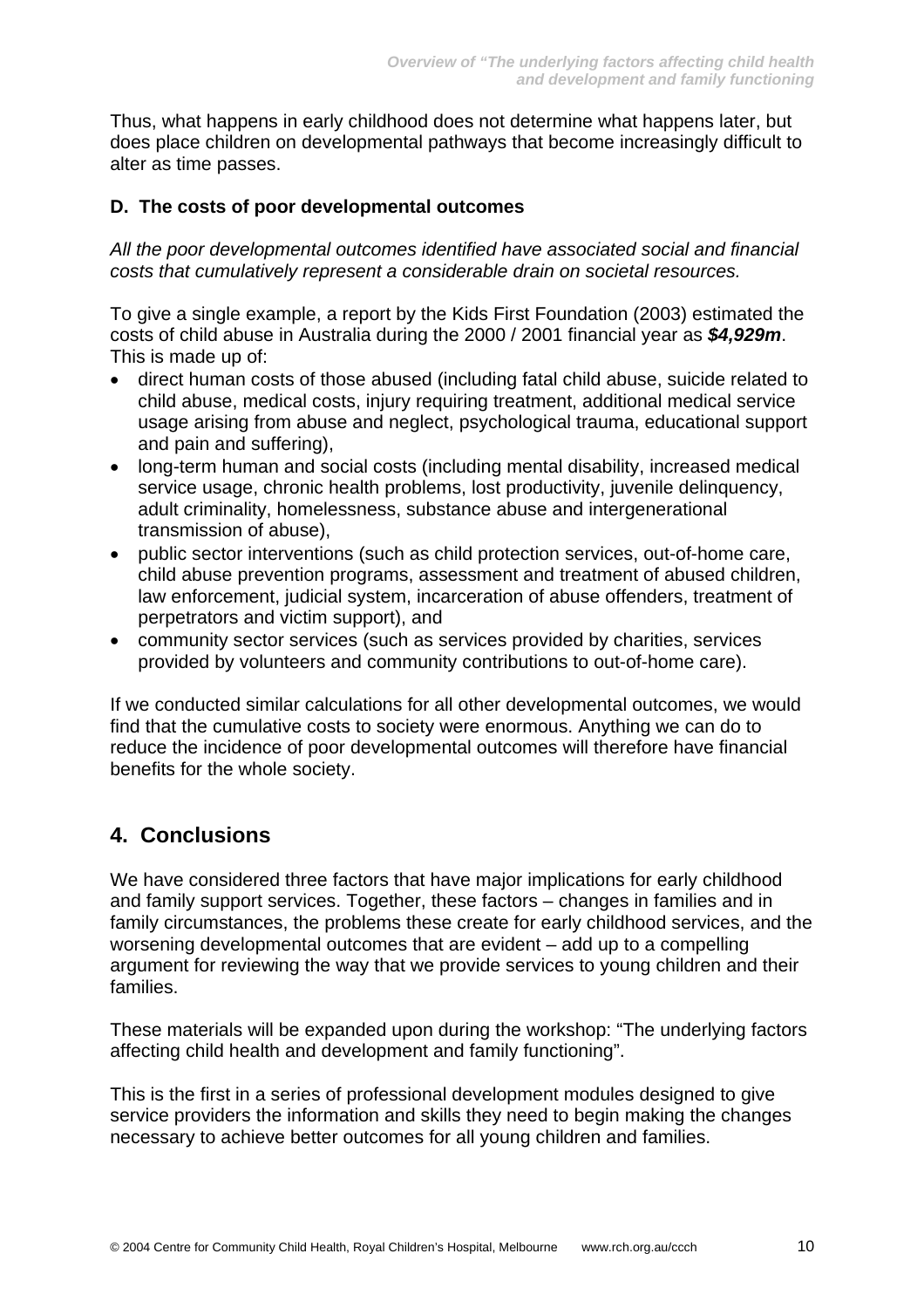Thus, what happens in early childhood does not determine what happens later, but does place children on developmental pathways that become increasingly difficult to alter as time passes.

### D. The costs of poor developmental outcomes

*All the poor developmental outcomes identified have associated social and financial costs that cumulatively represent a considerable drain on societal resources.*

To give a single example, a report by the Kids First Foundation (2003) estimated the costs of child abuse in Australia during the 2000 / 2001 financial year as ***$4,929m***. This is made up of:

- direct human costs of those abused (including fatal child abuse, suicide related to child abuse, medical costs, injury requiring treatment, additional medical service usage arising from abuse and neglect, psychological trauma, educational support and pain and suffering),
- long-term human and social costs (including mental disability, increased medical service usage, chronic health problems, lost productivity, juvenile delinquency, adult criminality, homelessness, substance abuse and intergenerational transmission of abuse),
- public sector interventions (such as child protection services, out-of-home care, child abuse prevention programs, assessment and treatment of abused children, law enforcement, judicial system, incarceration of abuse offenders, treatment of perpetrators and victim support), and
- community sector services (such as services provided by charities, services provided by volunteers and community contributions to out-of-home care).

If we conducted similar calculations for all other developmental outcomes, we would find that the cumulative costs to society were enormous. Anything we can do to reduce the incidence of poor developmental outcomes will therefore have financial benefits for the whole society.

## 4. Conclusions

We have considered three factors that have major implications for early childhood and family support services. Together, these factors – changes in families and in family circumstances, the problems these create for early childhood services, and the worsening developmental outcomes that are evident – add up to a compelling argument for reviewing the way that we provide services to young children and their families.

These materials will be expanded upon during the workshop: "The underlying factors affecting child health and development and family functioning".

This is the first in a series of professional development modules designed to give service providers the information and skills they need to begin making the changes necessary to achieve better outcomes for all young children and families.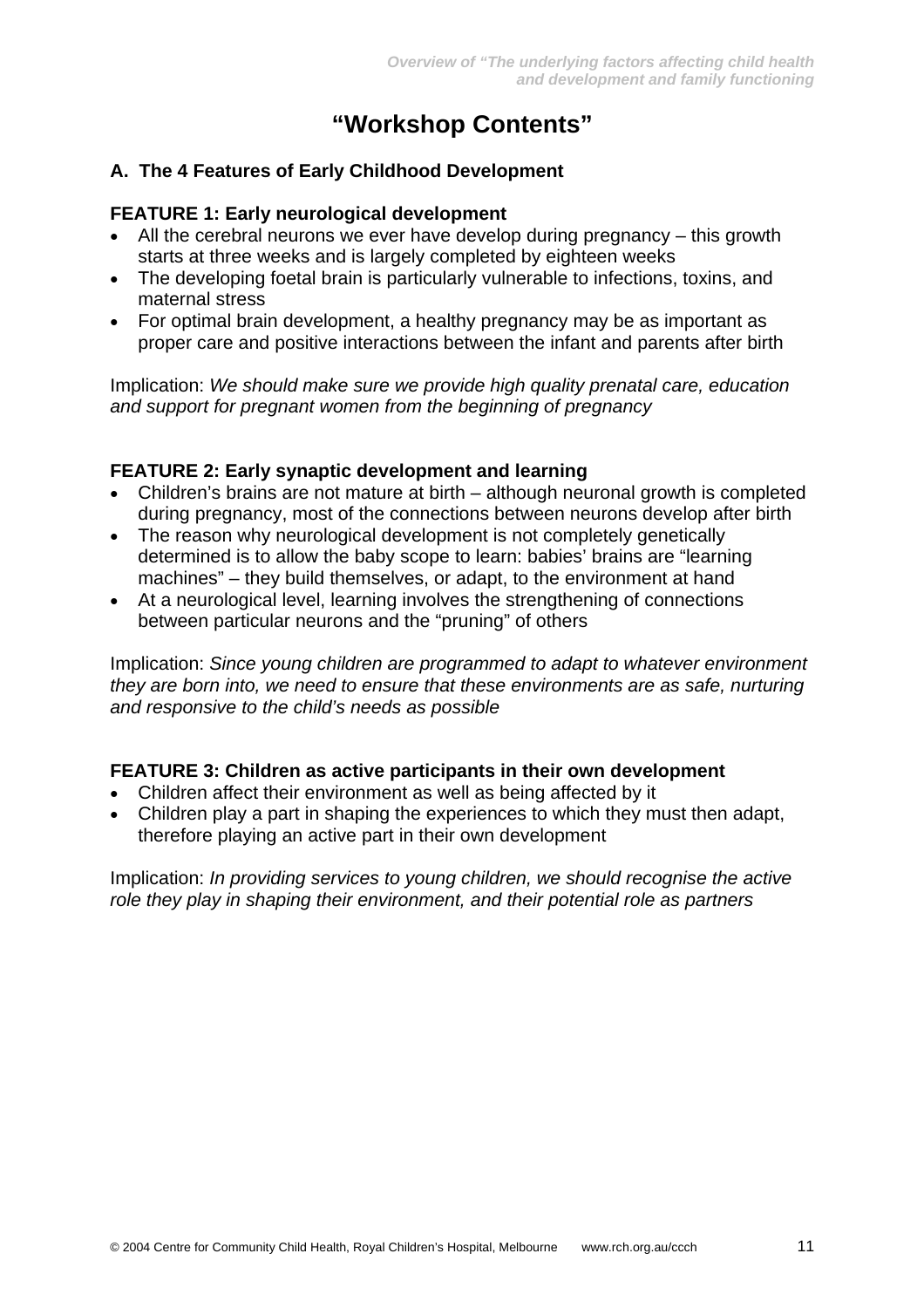# "Workshop Contents"

## A. The 4 Features of Early Childhood Development

### FEATURE 1: Early neurological development

- All the cerebral neurons we ever have develop during pregnancy – this growth starts at three weeks and is largely completed by eighteen weeks
- The developing foetal brain is particularly vulnerable to infections, toxins, and maternal stress
- For optimal brain development, a healthy pregnancy may be as important as proper care and positive interactions between the infant and parents after birth

Implication: *We should make sure we provide high quality prenatal care, education and support for pregnant women from the beginning of pregnancy*

### FEATURE 2: Early synaptic development and learning

- Children's brains are not mature at birth – although neuronal growth is completed during pregnancy, most of the connections between neurons develop after birth
- The reason why neurological development is not completely genetically determined is to allow the baby scope to learn: babies' brains are "learning machines" – they build themselves, or adapt, to the environment at hand
- At a neurological level, learning involves the strengthening of connections between particular neurons and the "pruning" of others

Implication: *Since young children are programmed to adapt to whatever environment they are born into, we need to ensure that these environments are as safe, nurturing and responsive to the child's needs as possible*

### FEATURE 3: Children as active participants in their own development

- Children affect their environment as well as being affected by it
- Children play a part in shaping the experiences to which they must then adapt, therefore playing an active part in their own development

Implication: *In providing services to young children, we should recognise the active role they play in shaping their environment, and their potential role as partners*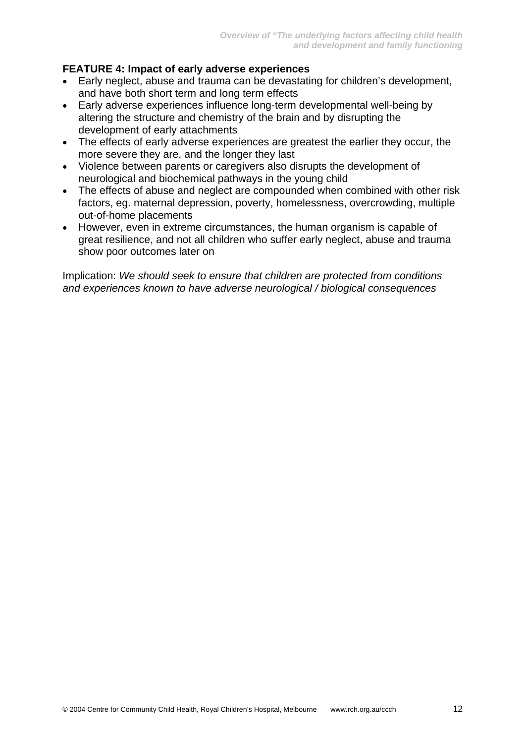**FEATURE 4: Impact of early adverse experiences**

- Early neglect, abuse and trauma can be devastating for children's development, and have both short term and long term effects
- Early adverse experiences influence long-term developmental well-being by altering the structure and chemistry of the brain and by disrupting the development of early attachments
- The effects of early adverse experiences are greatest the earlier they occur, the more severe they are, and the longer they last
- Violence between parents or caregivers also disrupts the development of neurological and biochemical pathways in the young child
- The effects of abuse and neglect are compounded when combined with other risk factors, eg. maternal depression, poverty, homelessness, overcrowding, multiple out-of-home placements
- However, even in extreme circumstances, the human organism is capable of great resilience, and not all children who suffer early neglect, abuse and trauma show poor outcomes later on

Implication: *We should seek to ensure that children are protected from conditions and experiences known to have adverse neurological / biological consequences*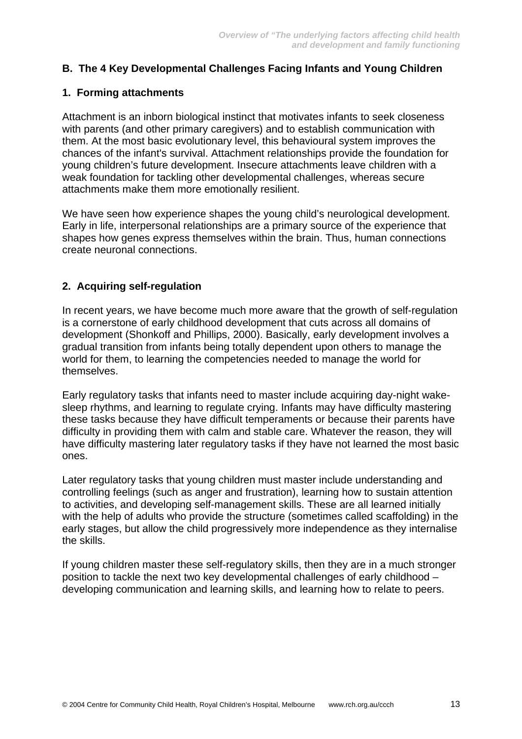## B. The 4 Key Developmental Challenges Facing Infants and Young Children

### 1. Forming attachments

Attachment is an inborn biological instinct that motivates infants to seek closeness with parents (and other primary caregivers) and to establish communication with them. At the most basic evolutionary level, this behavioural system improves the chances of the infant's survival. Attachment relationships provide the foundation for young children's future development. Insecure attachments leave children with a weak foundation for tackling other developmental challenges, whereas secure attachments make them more emotionally resilient.

We have seen how experience shapes the young child's neurological development. Early in life, interpersonal relationships are a primary source of the experience that shapes how genes express themselves within the brain. Thus, human connections create neuronal connections.

### 2. Acquiring self-regulation

In recent years, we have become much more aware that the growth of self-regulation is a cornerstone of early childhood development that cuts across all domains of development (Shonkoff and Phillips, 2000). Basically, early development involves a gradual transition from infants being totally dependent upon others to manage the world for them, to learning the competencies needed to manage the world for themselves.

Early regulatory tasks that infants need to master include acquiring day-night wake-sleep rhythms, and learning to regulate crying. Infants may have difficulty mastering these tasks because they have difficult temperaments or because their parents have difficulty in providing them with calm and stable care. Whatever the reason, they will have difficulty mastering later regulatory tasks if they have not learned the most basic ones.

Later regulatory tasks that young children must master include understanding and controlling feelings (such as anger and frustration), learning how to sustain attention to activities, and developing self-management skills. These are all learned initially with the help of adults who provide the structure (sometimes called scaffolding) in the early stages, but allow the child progressively more independence as they internalise the skills.

If young children master these self-regulatory skills, then they are in a much stronger position to tackle the next two key developmental challenges of early childhood – developing communication and learning skills, and learning how to relate to peers.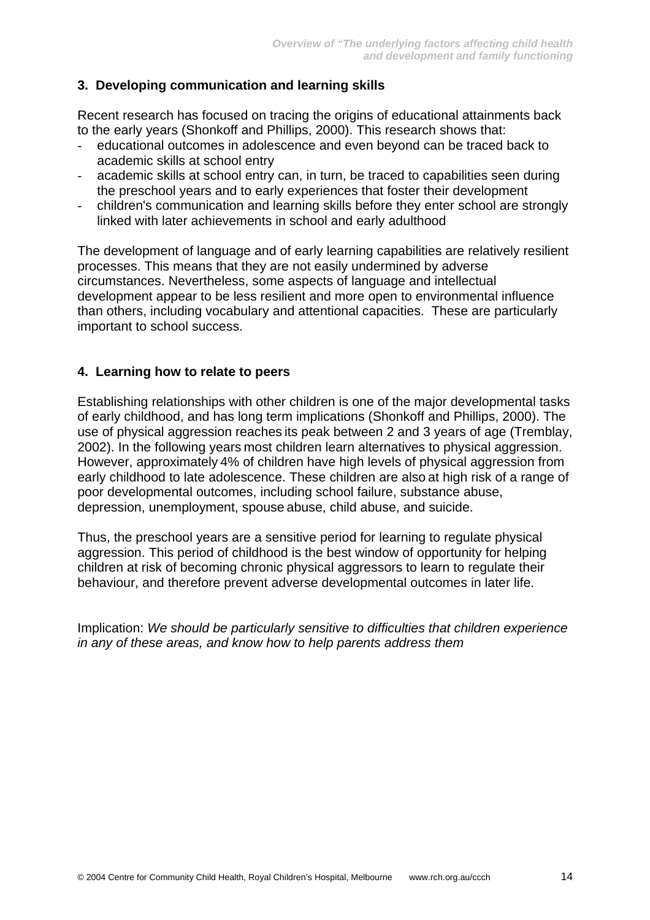### 3. Developing communication and learning skills

Recent research has focused on tracing the origins of educational attainments back to the early years (Shonkoff and Phillips, 2000). This research shows that:

- educational outcomes in adolescence and even beyond can be traced back to academic skills at school entry
- academic skills at school entry can, in turn, be traced to capabilities seen during the preschool years and to early experiences that foster their development
- children's communication and learning skills before they enter school are strongly linked with later achievements in school and early adulthood

The development of language and of early learning capabilities are relatively resilient processes. This means that they are not easily undermined by adverse circumstances. Nevertheless, some aspects of language and intellectual development appear to be less resilient and more open to environmental influence than others, including vocabulary and attentional capacities. These are particularly important to school success.

### 4. Learning how to relate to peers

Establishing relationships with other children is one of the major developmental tasks of early childhood, and has long term implications (Shonkoff and Phillips, 2000). The use of physical aggression reaches its peak between 2 and 3 years of age (Tremblay, 2002). In the following years most children learn alternatives to physical aggression. However, approximately 4% of children have high levels of physical aggression from early childhood to late adolescence. These children are also at high risk of a range of poor developmental outcomes, including school failure, substance abuse, depression, unemployment, spouse abuse, child abuse, and suicide.

Thus, the preschool years are a sensitive period for learning to regulate physical aggression. This period of childhood is the best window of opportunity for helping children at risk of becoming chronic physical aggressors to learn to regulate their behaviour, and therefore prevent adverse developmental outcomes in later life.

Implication: *We should be particularly sensitive to difficulties that children experience in any of these areas, and know how to help parents address them*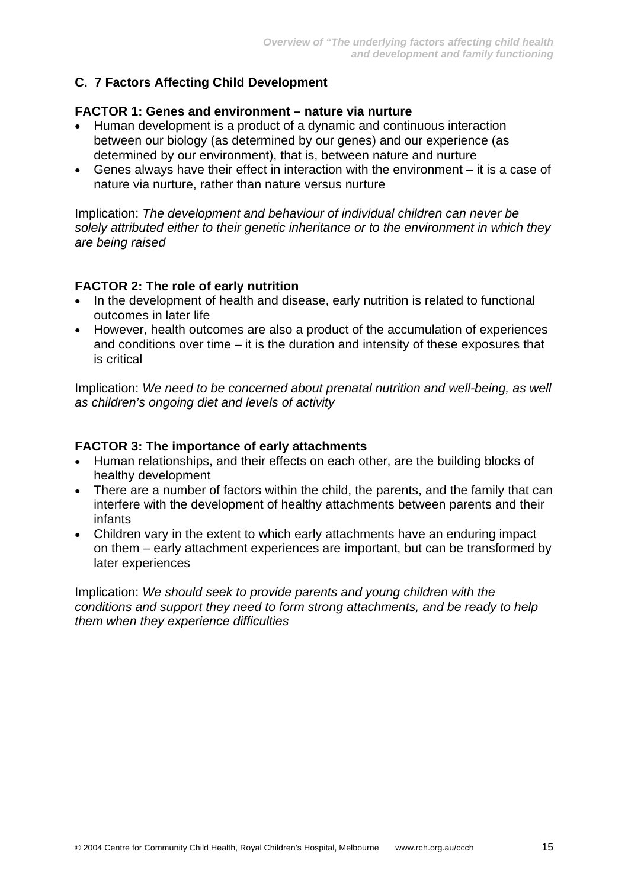## C. 7 Factors Affecting Child Development

**FACTOR 1: Genes and environment – nature via nurture**

- Human development is a product of a dynamic and continuous interaction between our biology (as determined by our genes) and our experience (as determined by our environment), that is, between nature and nurture
- Genes always have their effect in interaction with the environment – it is a case of nature via nurture, rather than nature versus nurture

Implication: *The development and behaviour of individual children can never be solely attributed either to their genetic inheritance or to the environment in which they are being raised*

**FACTOR 2: The role of early nutrition**

- In the development of health and disease, early nutrition is related to functional outcomes in later life
- However, health outcomes are also a product of the accumulation of experiences and conditions over time – it is the duration and intensity of these exposures that is critical

Implication: *We need to be concerned about prenatal nutrition and well-being, as well as children's ongoing diet and levels of activity*

**FACTOR 3: The importance of early attachments**

- Human relationships, and their effects on each other, are the building blocks of healthy development
- There are a number of factors within the child, the parents, and the family that can interfere with the development of healthy attachments between parents and their infants
- Children vary in the extent to which early attachments have an enduring impact on them – early attachment experiences are important, but can be transformed by later experiences

Implication: *We should seek to provide parents and young children with the conditions and support they need to form strong attachments, and be ready to help them when they experience difficulties*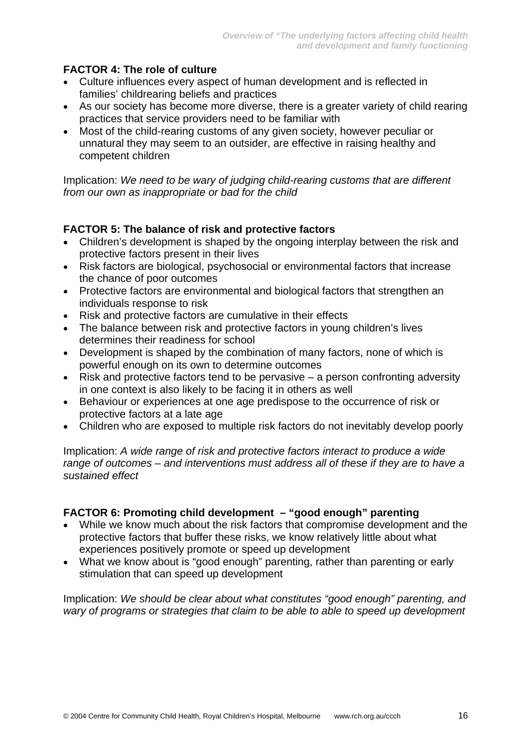**FACTOR 4: The role of culture**

- Culture influences every aspect of human development and is reflected in families' childrearing beliefs and practices
- As our society has become more diverse, there is a greater variety of child rearing practices that service providers need to be familiar with
- Most of the child-rearing customs of any given society, however peculiar or unnatural they may seem to an outsider, are effective in raising healthy and competent children

Implication: *We need to be wary of judging child-rearing customs that are different from our own as inappropriate or bad for the child*

**FACTOR 5: The balance of risk and protective factors**

- Children's development is shaped by the ongoing interplay between the risk and protective factors present in their lives
- Risk factors are biological, psychosocial or environmental factors that increase the chance of poor outcomes
- Protective factors are environmental and biological factors that strengthen an individuals response to risk
- Risk and protective factors are cumulative in their effects
- The balance between risk and protective factors in young children's lives determines their readiness for school
- Development is shaped by the combination of many factors, none of which is powerful enough on its own to determine outcomes
- Risk and protective factors tend to be pervasive – a person confronting adversity in one context is also likely to be facing it in others as well
- Behaviour or experiences at one age predispose to the occurrence of risk or protective factors at a late age
- Children who are exposed to multiple risk factors do not inevitably develop poorly

Implication: *A wide range of risk and protective factors interact to produce a wide range of outcomes – and interventions must address all of these if they are to have a sustained effect*

**FACTOR 6: Promoting child development – "good enough" parenting**

- While we know much about the risk factors that compromise development and the protective factors that buffer these risks, we know relatively little about what experiences positively promote or speed up development
- What we know about is "good enough" parenting, rather than parenting or early stimulation that can speed up development

Implication: *We should be clear about what constitutes "good enough" parenting, and wary of programs or strategies that claim to be able to able to speed up development*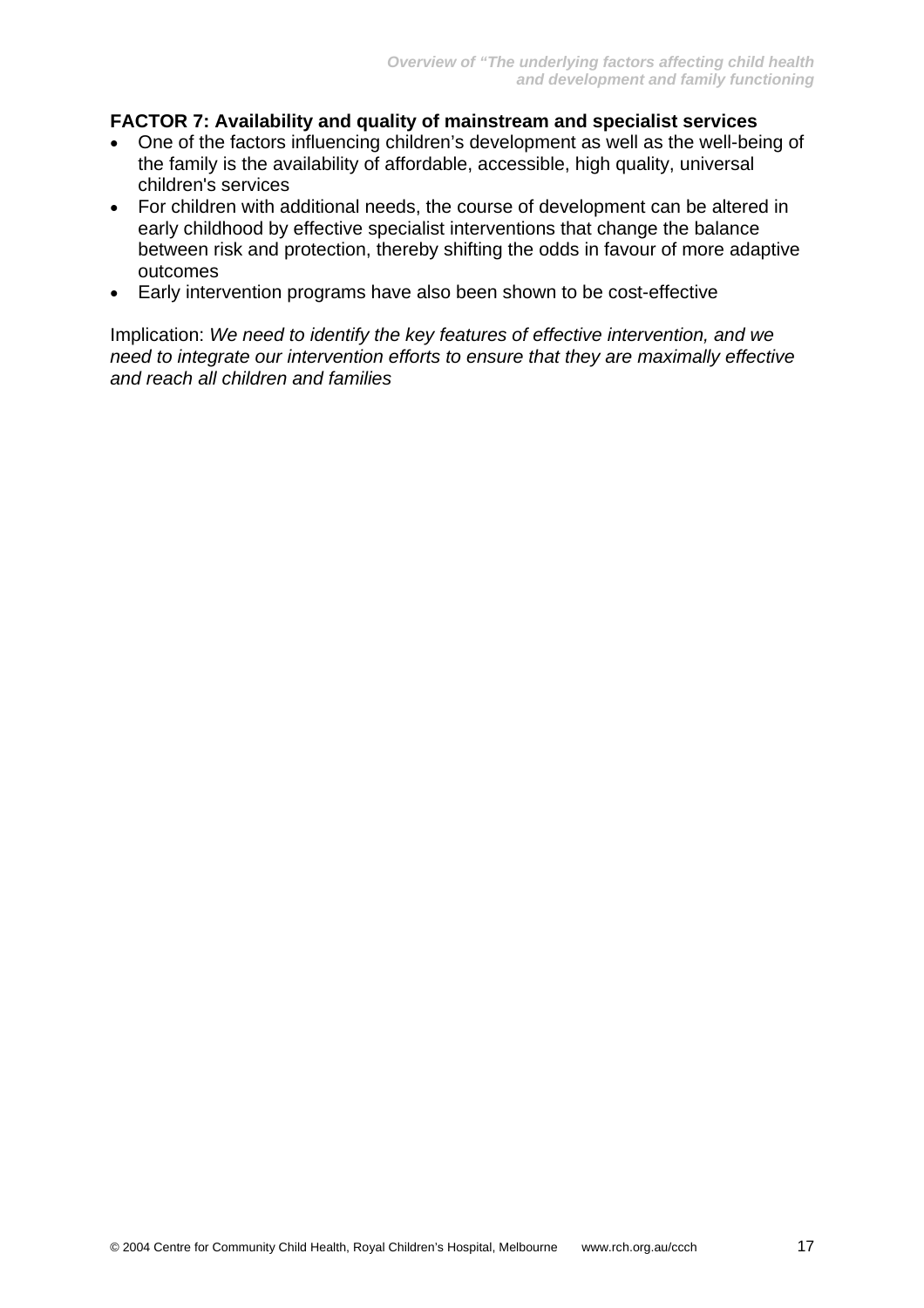**FACTOR 7: Availability and quality of mainstream and specialist services**

- One of the factors influencing children's development as well as the well-being of the family is the availability of affordable, accessible, high quality, universal children's services
- For children with additional needs, the course of development can be altered in early childhood by effective specialist interventions that change the balance between risk and protection, thereby shifting the odds in favour of more adaptive outcomes
- Early intervention programs have also been shown to be cost-effective

Implication: *We need to identify the key features of effective intervention, and we need to integrate our intervention efforts to ensure that they are maximally effective and reach all children and families*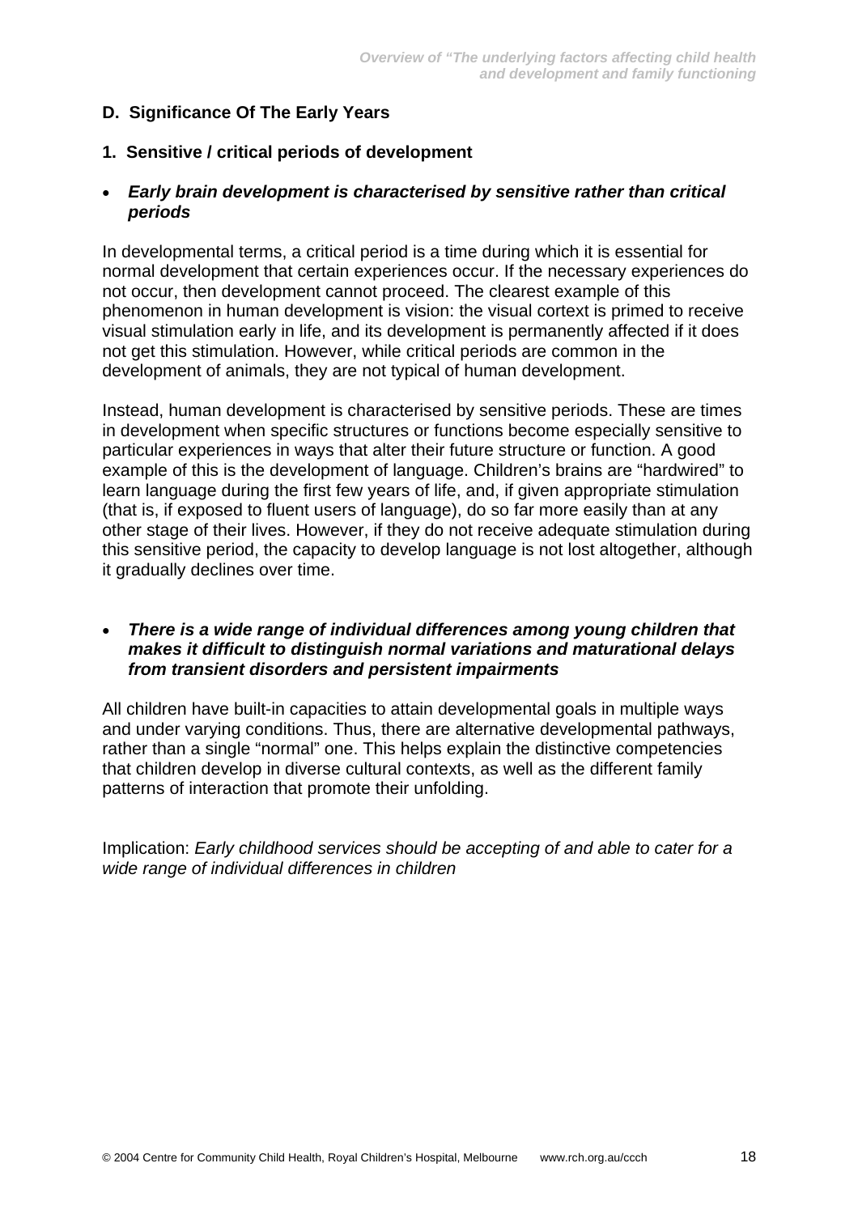## D. Significance Of The Early Years

### 1. Sensitive / critical periods of development

- ***Early brain development is characterised by sensitive rather than critical periods***

In developmental terms, a critical period is a time during which it is essential for normal development that certain experiences occur. If the necessary experiences do not occur, then development cannot proceed. The clearest example of this phenomenon in human development is vision: the visual cortext is primed to receive visual stimulation early in life, and its development is permanently affected if it does not get this stimulation. However, while critical periods are common in the development of animals, they are not typical of human development.

Instead, human development is characterised by sensitive periods. These are times in development when specific structures or functions become especially sensitive to particular experiences in ways that alter their future structure or function. A good example of this is the development of language. Children's brains are "hardwired" to learn language during the first few years of life, and, if given appropriate stimulation (that is, if exposed to fluent users of language), do so far more easily than at any other stage of their lives. However, if they do not receive adequate stimulation during this sensitive period, the capacity to develop language is not lost altogether, although it gradually declines over time.

- ***There is a wide range of individual differences among young children that makes it difficult to distinguish normal variations and maturational delays from transient disorders and persistent impairments***

All children have built-in capacities to attain developmental goals in multiple ways and under varying conditions. Thus, there are alternative developmental pathways, rather than a single "normal" one. This helps explain the distinctive competencies that children develop in diverse cultural contexts, as well as the different family patterns of interaction that promote their unfolding.

Implication: *Early childhood services should be accepting of and able to cater for a wide range of individual differences in children*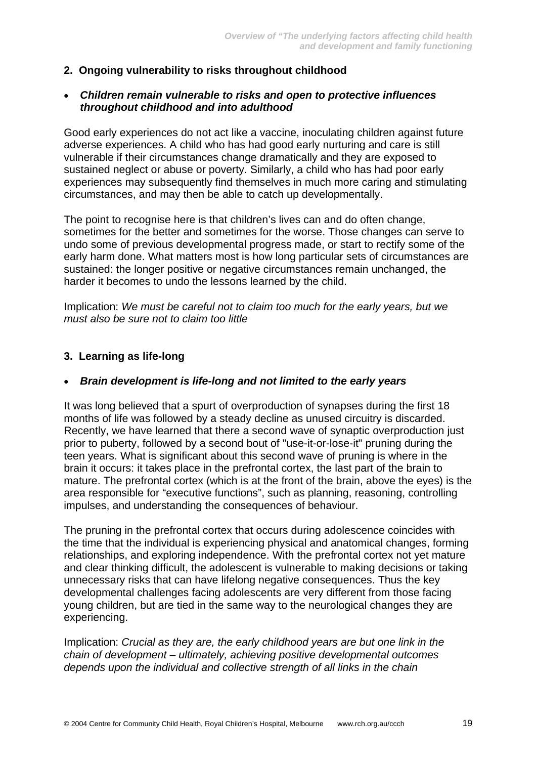## 2. Ongoing vulnerability to risks throughout childhood

- ***Children remain vulnerable to risks and open to protective influences throughout childhood and into adulthood***

Good early experiences do not act like a vaccine, inoculating children against future adverse experiences. A child who has had good early nurturing and care is still vulnerable if their circumstances change dramatically and they are exposed to sustained neglect or abuse or poverty. Similarly, a child who has had poor early experiences may subsequently find themselves in much more caring and stimulating circumstances, and may then be able to catch up developmentally.

The point to recognise here is that children's lives can and do often change, sometimes for the better and sometimes for the worse. Those changes can serve to undo some of previous developmental progress made, or start to rectify some of the early harm done. What matters most is how long particular sets of circumstances are sustained: the longer positive or negative circumstances remain unchanged, the harder it becomes to undo the lessons learned by the child.

Implication: *We must be careful not to claim too much for the early years, but we must also be sure not to claim too little*

## 3. Learning as life-long

- ***Brain development is life-long and not limited to the early years***

It was long believed that a spurt of overproduction of synapses during the first 18 months of life was followed by a steady decline as unused circuitry is discarded. Recently, we have learned that there a second wave of synaptic overproduction just prior to puberty, followed by a second bout of "use-it-or-lose-it" pruning during the teen years. What is significant about this second wave of pruning is where in the brain it occurs: it takes place in the prefrontal cortex, the last part of the brain to mature. The prefrontal cortex (which is at the front of the brain, above the eyes) is the area responsible for "executive functions", such as planning, reasoning, controlling impulses, and understanding the consequences of behaviour.

The pruning in the prefrontal cortex that occurs during adolescence coincides with the time that the individual is experiencing physical and anatomical changes, forming relationships, and exploring independence. With the prefrontal cortex not yet mature and clear thinking difficult, the adolescent is vulnerable to making decisions or taking unnecessary risks that can have lifelong negative consequences. Thus the key developmental challenges facing adolescents are very different from those facing young children, but are tied in the same way to the neurological changes they are experiencing.

Implication: *Crucial as they are, the early childhood years are but one link in the chain of development – ultimately, achieving positive developmental outcomes depends upon the individual and collective strength of all links in the chain*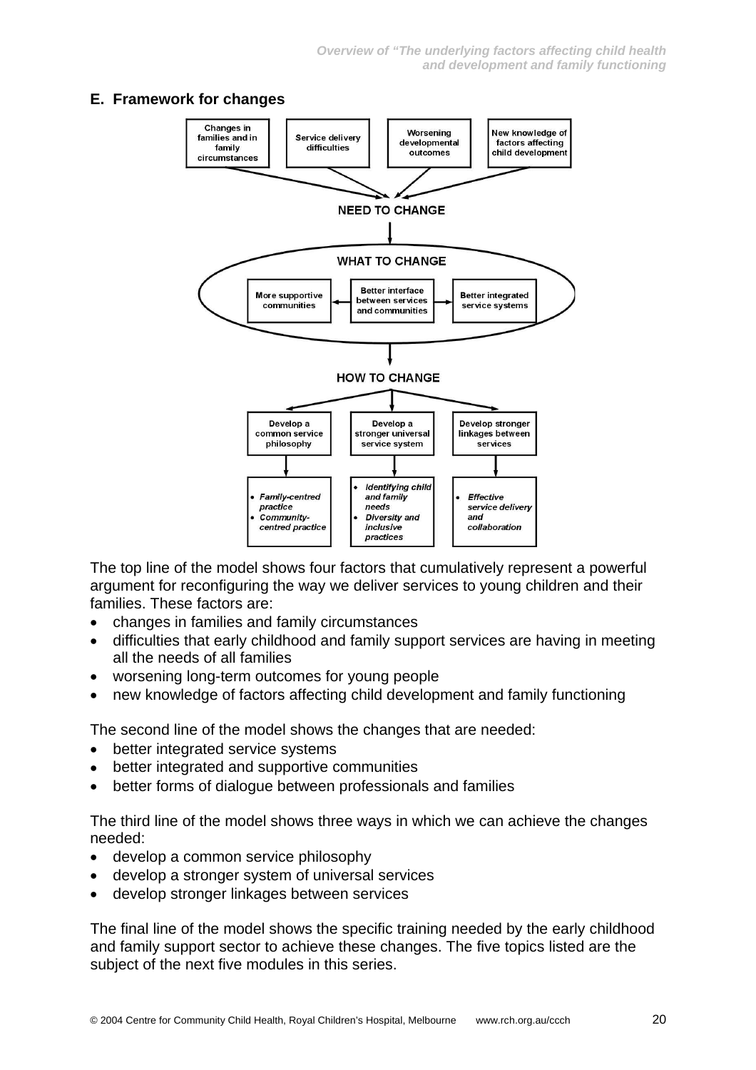## E. Framework for changes

Changes in families and in family circumstances | Service delivery difficulties | Worsening developmental outcomes | New knowledge of factors affecting child development

**NEED TO CHANGE**

**WHAT TO CHANGE**

More supportive communities ← Better interface between services and communities → Better integrated service systems

**HOW TO CHANGE**

| Develop a common service philosophy | Develop a stronger universal service system | Develop stronger linkages between services |
| --- | --- | --- |
| • *Family-centred practice*<br>• *Community-centred practice* | • *Identifying child and family needs*<br>• *Diversity and inclusive practices* | • *Effective service delivery and collaboration* |

The top line of the model shows four factors that cumulatively represent a powerful argument for reconfiguring the way we deliver services to young children and their families. These factors are:

- changes in families and family circumstances
- difficulties that early childhood and family support services are having in meeting all the needs of all families
- worsening long-term outcomes for young people
- new knowledge of factors affecting child development and family functioning

The second line of the model shows the changes that are needed:

- better integrated service systems
- better integrated and supportive communities
- better forms of dialogue between professionals and families

The third line of the model shows three ways in which we can achieve the changes needed:

- develop a common service philosophy
- develop a stronger system of universal services
- develop stronger linkages between services

The final line of the model shows the specific training needed by the early childhood and family support sector to achieve these changes. The five topics listed are the subject of the next five modules in this series.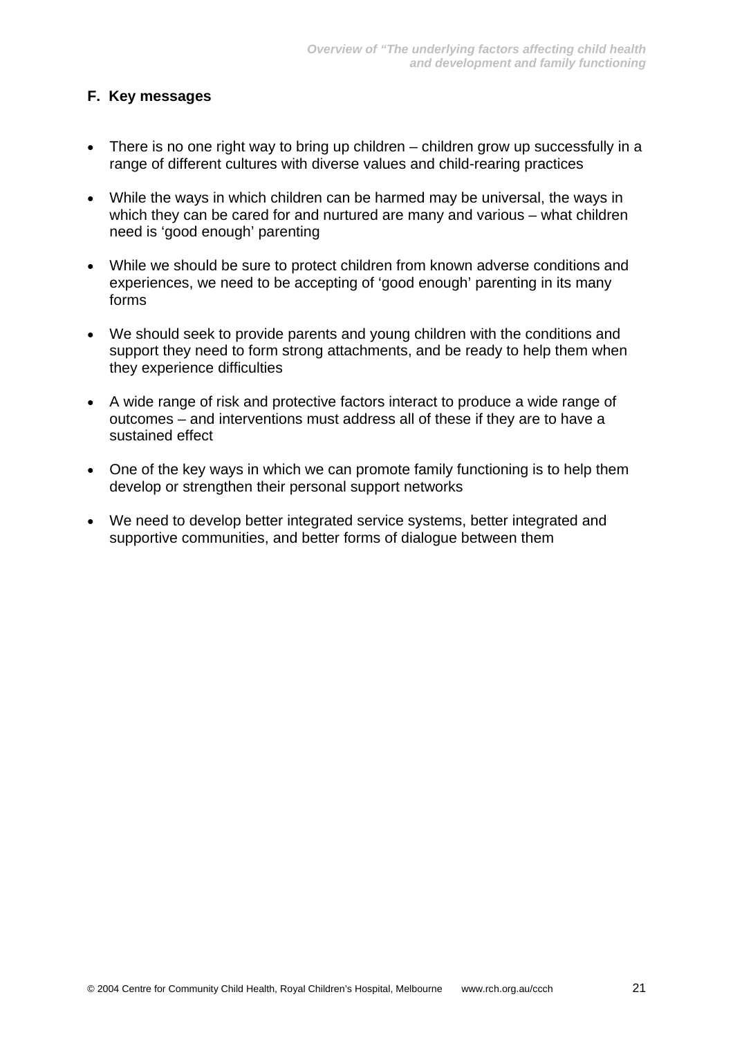### F. Key messages

- There is no one right way to bring up children – children grow up successfully in a range of different cultures with diverse values and child-rearing practices
- While the ways in which children can be harmed may be universal, the ways in which they can be cared for and nurtured are many and various – what children need is 'good enough' parenting
- While we should be sure to protect children from known adverse conditions and experiences, we need to be accepting of 'good enough' parenting in its many forms
- We should seek to provide parents and young children with the conditions and support they need to form strong attachments, and be ready to help them when they experience difficulties
- A wide range of risk and protective factors interact to produce a wide range of outcomes – and interventions must address all of these if they are to have a sustained effect
- One of the key ways in which we can promote family functioning is to help them develop or strengthen their personal support networks
- We need to develop better integrated service systems, better integrated and supportive communities, and better forms of dialogue between them